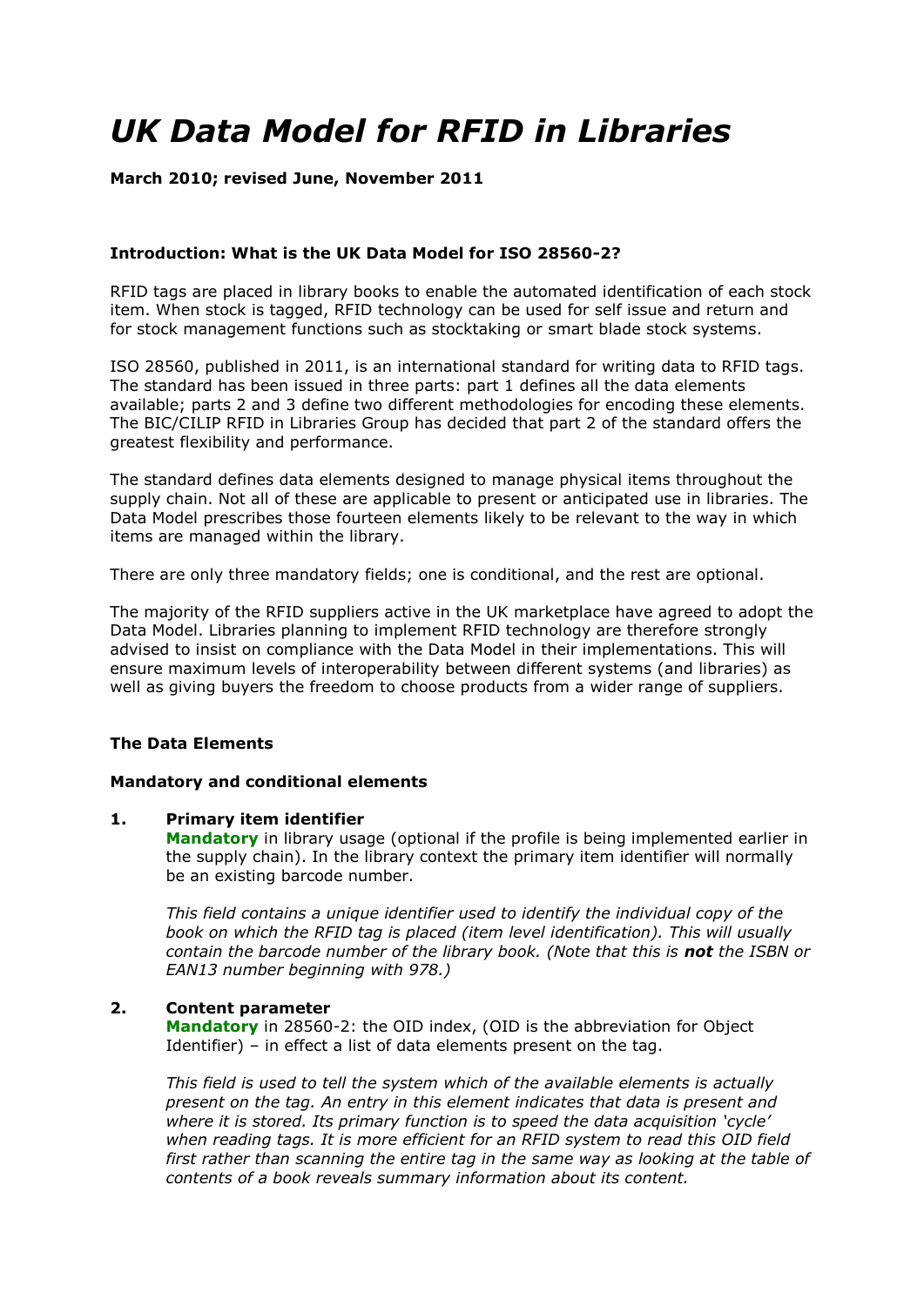# *UK Data Model for RFID in Libraries*

**March 2010; revised June, November 2011**

### Introduction: What is the UK Data Model for ISO 28560-2?

RFID tags are placed in library books to enable the automated identification of each stock item. When stock is tagged, RFID technology can be used for self issue and return and for stock management functions such as stocktaking or smart blade stock systems.

ISO 28560, published in 2011, is an international standard for writing data to RFID tags. The standard has been issued in three parts: part 1 defines all the data elements available; parts 2 and 3 define two different methodologies for encoding these elements. The BIC/CILIP RFID in Libraries Group has decided that part 2 of the standard offers the greatest flexibility and performance.

The standard defines data elements designed to manage physical items throughout the supply chain. Not all of these are applicable to present or anticipated use in libraries. The Data Model prescribes those fourteen elements likely to be relevant to the way in which items are managed within the library.

There are only three mandatory fields; one is conditional, and the rest are optional.

The majority of the RFID suppliers active in the UK marketplace have agreed to adopt the Data Model. Libraries planning to implement RFID technology are therefore strongly advised to insist on compliance with the Data Model in their implementations. This will ensure maximum levels of interoperability between different systems (and libraries) as well as giving buyers the freedom to choose products from a wider range of suppliers.

### The Data Elements

#### Mandatory and conditional elements

1. **Primary item identifier**
   **Mandatory** in library usage (optional if the profile is being implemented earlier in the supply chain). In the library context the primary item identifier will normally be an existing barcode number.

   *This field contains a unique identifier used to identify the individual copy of the book on which the RFID tag is placed (item level identification). This will usually contain the barcode number of the library book. (Note that this is **not** the ISBN or EAN13 number beginning with 978.)*

2. **Content parameter**
   **Mandatory** in 28560-2: the OID index, (OID is the abbreviation for Object Identifier) – in effect a list of data elements present on the tag.

   *This field is used to tell the system which of the available elements is actually present on the tag. An entry in this element indicates that data is present and where it is stored. Its primary function is to speed the data acquisition 'cycle' when reading tags. It is more efficient for an RFID system to read this OID field first rather than scanning the entire tag in the same way as looking at the table of contents of a book reveals summary information about its content.*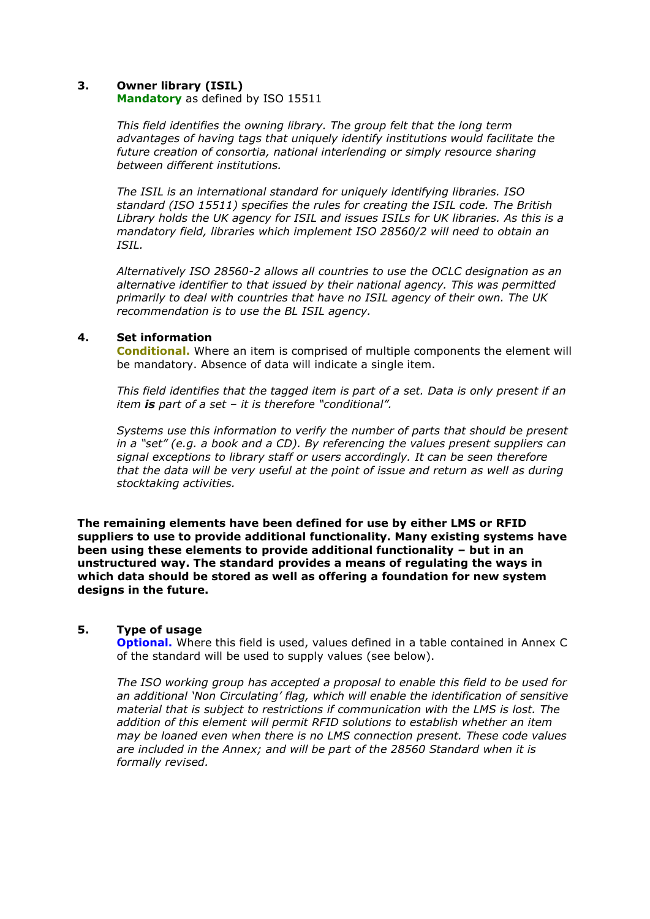### 3. Owner library (ISIL)

**Mandatory** as defined by ISO 15511

*This field identifies the owning library. The group felt that the long term advantages of having tags that uniquely identify institutions would facilitate the future creation of consortia, national interlending or simply resource sharing between different institutions.*

*The ISIL is an international standard for uniquely identifying libraries. ISO standard (ISO 15511) specifies the rules for creating the ISIL code. The British Library holds the UK agency for ISIL and issues ISILs for UK libraries. As this is a mandatory field, libraries which implement ISO 28560/2 will need to obtain an ISIL.*

*Alternatively ISO 28560-2 allows all countries to use the OCLC designation as an alternative identifier to that issued by their national agency. This was permitted primarily to deal with countries that have no ISIL agency of their own. The UK recommendation is to use the BL ISIL agency.*

### 4. Set information

**Conditional.** Where an item is comprised of multiple components the element will be mandatory. Absence of data will indicate a single item.

*This field identifies that the tagged item is part of a set. Data is only present if an item **is** part of a set – it is therefore "conditional".*

*Systems use this information to verify the number of parts that should be present in a "set" (e.g. a book and a CD). By referencing the values present suppliers can signal exceptions to library staff or users accordingly. It can be seen therefore that the data will be very useful at the point of issue and return as well as during stocktaking activities.*

**The remaining elements have been defined for use by either LMS or RFID suppliers to use to provide additional functionality. Many existing systems have been using these elements to provide additional functionality – but in an unstructured way. The standard provides a means of regulating the ways in which data should be stored as well as offering a foundation for new system designs in the future.**

### 5. Type of usage

**Optional.** Where this field is used, values defined in a table contained in Annex C of the standard will be used to supply values (see below).

*The ISO working group has accepted a proposal to enable this field to be used for an additional 'Non Circulating' flag, which will enable the identification of sensitive material that is subject to restrictions if communication with the LMS is lost. The addition of this element will permit RFID solutions to establish whether an item may be loaned even when there is no LMS connection present. These code values are included in the Annex; and will be part of the 28560 Standard when it is formally revised.*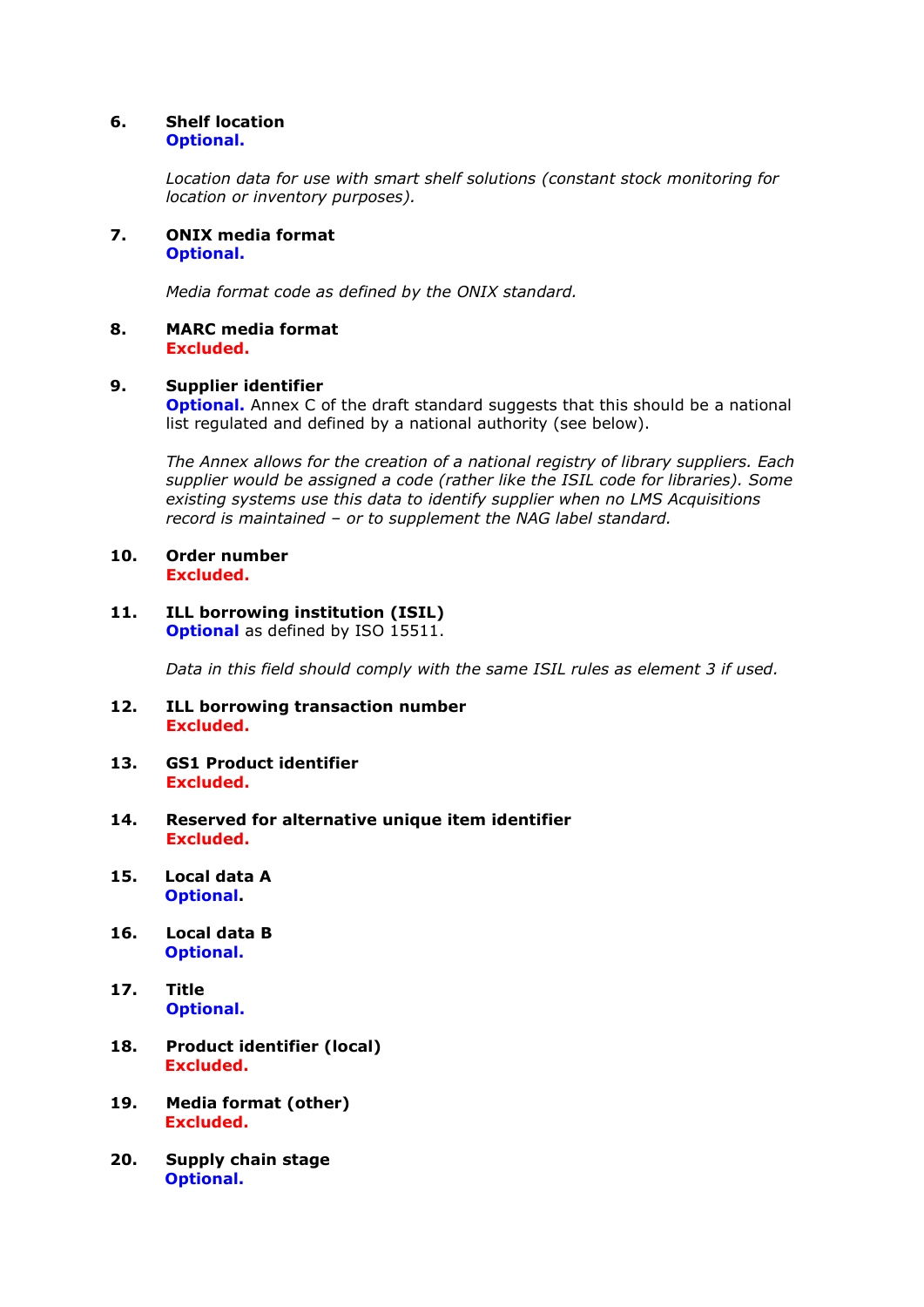**6. Shelf location**
**Optional.**

*Location data for use with smart shelf solutions (constant stock monitoring for location or inventory purposes).*

**7. ONIX media format**
**Optional.**

*Media format code as defined by the ONIX standard.*

**8. MARC media format**
**Excluded.**

**9. Supplier identifier**
**Optional.** Annex C of the draft standard suggests that this should be a national list regulated and defined by a national authority (see below).

*The Annex allows for the creation of a national registry of library suppliers. Each supplier would be assigned a code (rather like the ISIL code for libraries). Some existing systems use this data to identify supplier when no LMS Acquisitions record is maintained – or to supplement the NAG label standard.*

**10. Order number**
**Excluded.**

**11. ILL borrowing institution (ISIL)**
**Optional** as defined by ISO 15511.

*Data in this field should comply with the same ISIL rules as element 3 if used.*

**12. ILL borrowing transaction number**
**Excluded.**

**13. GS1 Product identifier**
**Excluded.**

**14. Reserved for alternative unique item identifier**
**Excluded.**

**15. Local data A**
**Optional.**

**16. Local data B**
**Optional.**

**17. Title**
**Optional.**

**18. Product identifier (local)**
**Excluded.**

**19. Media format (other)**
**Excluded.**

**20. Supply chain stage**
**Optional.**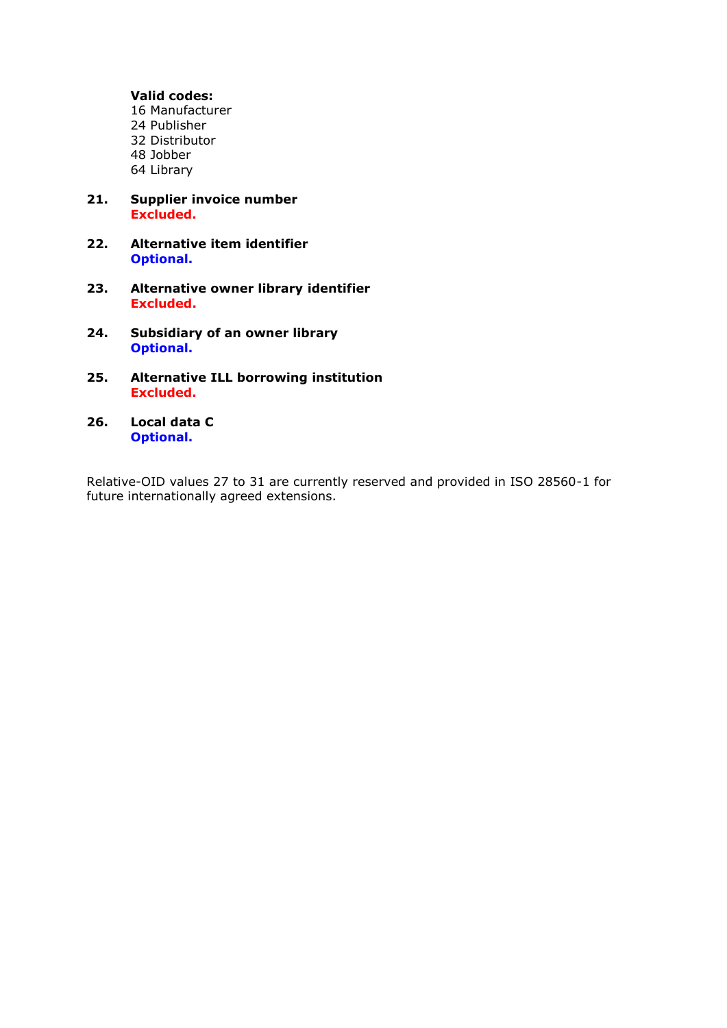**Valid codes:**
16 Manufacturer
24 Publisher
32 Distributor
48 Jobber
64 Library

**21. Supplier invoice number**
**Excluded.**

**22. Alternative item identifier**
**Optional.**

**23. Alternative owner library identifier**
**Excluded.**

**24. Subsidiary of an owner library**
**Optional.**

**25. Alternative ILL borrowing institution**
**Excluded.**

**26. Local data C**
**Optional.**

Relative-OID values 27 to 31 are currently reserved and provided in ISO 28560-1 for future internationally agreed extensions.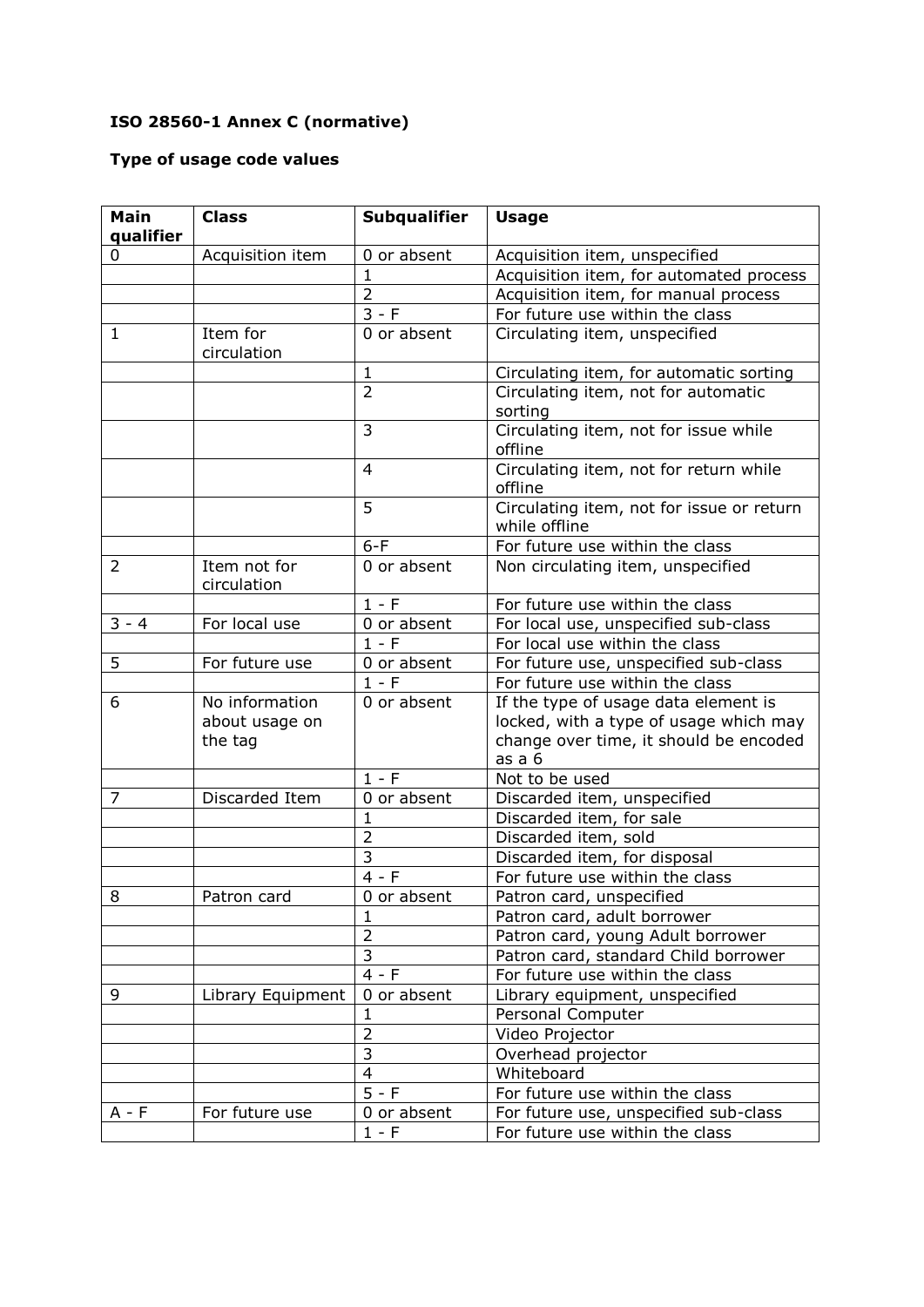**ISO 28560-1 Annex C (normative)**

**Type of usage code values**

| Main qualifier | Class | Subqualifier | Usage |
|---|---|---|---|
| 0 | Acquisition item | 0 or absent | Acquisition item, unspecified |
| | | 1 | Acquisition item, for automated process |
| | | 2 | Acquisition item, for manual process |
| | | 3 - F | For future use within the class |
| 1 | Item for circulation | 0 or absent | Circulating item, unspecified |
| | | 1 | Circulating item, for automatic sorting |
| | | 2 | Circulating item, not for automatic sorting |
| | | 3 | Circulating item, not for issue while offline |
| | | 4 | Circulating item, not for return while offline |
| | | 5 | Circulating item, not for issue or return while offline |
| | | 6-F | For future use within the class |
| 2 | Item not for circulation | 0 or absent | Non circulating item, unspecified |
| | | 1 - F | For future use within the class |
| 3 - 4 | For local use | 0 or absent | For local use, unspecified sub-class |
| | | 1 - F | For local use within the class |
| 5 | For future use | 0 or absent | For future use, unspecified sub-class |
| | | 1 - F | For future use within the class |
| 6 | No information about usage on the tag | 0 or absent | If the type of usage data element is locked, with a type of usage which may change over time, it should be encoded as a 6 |
| | | 1 - F | Not to be used |
| 7 | Discarded Item | 0 or absent | Discarded item, unspecified |
| | | 1 | Discarded item, for sale |
| | | 2 | Discarded item, sold |
| | | 3 | Discarded item, for disposal |
| | | 4 - F | For future use within the class |
| 8 | Patron card | 0 or absent | Patron card, unspecified |
| | | 1 | Patron card, adult borrower |
| | | 2 | Patron card, young Adult borrower |
| | | 3 | Patron card, standard Child borrower |
| | | 4 - F | For future use within the class |
| 9 | Library Equipment | 0 or absent | Library equipment, unspecified |
| | | 1 | Personal Computer |
| | | 2 | Video Projector |
| | | 3 | Overhead projector |
| | | 4 | Whiteboard |
| | | 5 - F | For future use within the class |
| A - F | For future use | 0 or absent | For future use, unspecified sub-class |
| | | 1 - F | For future use within the class |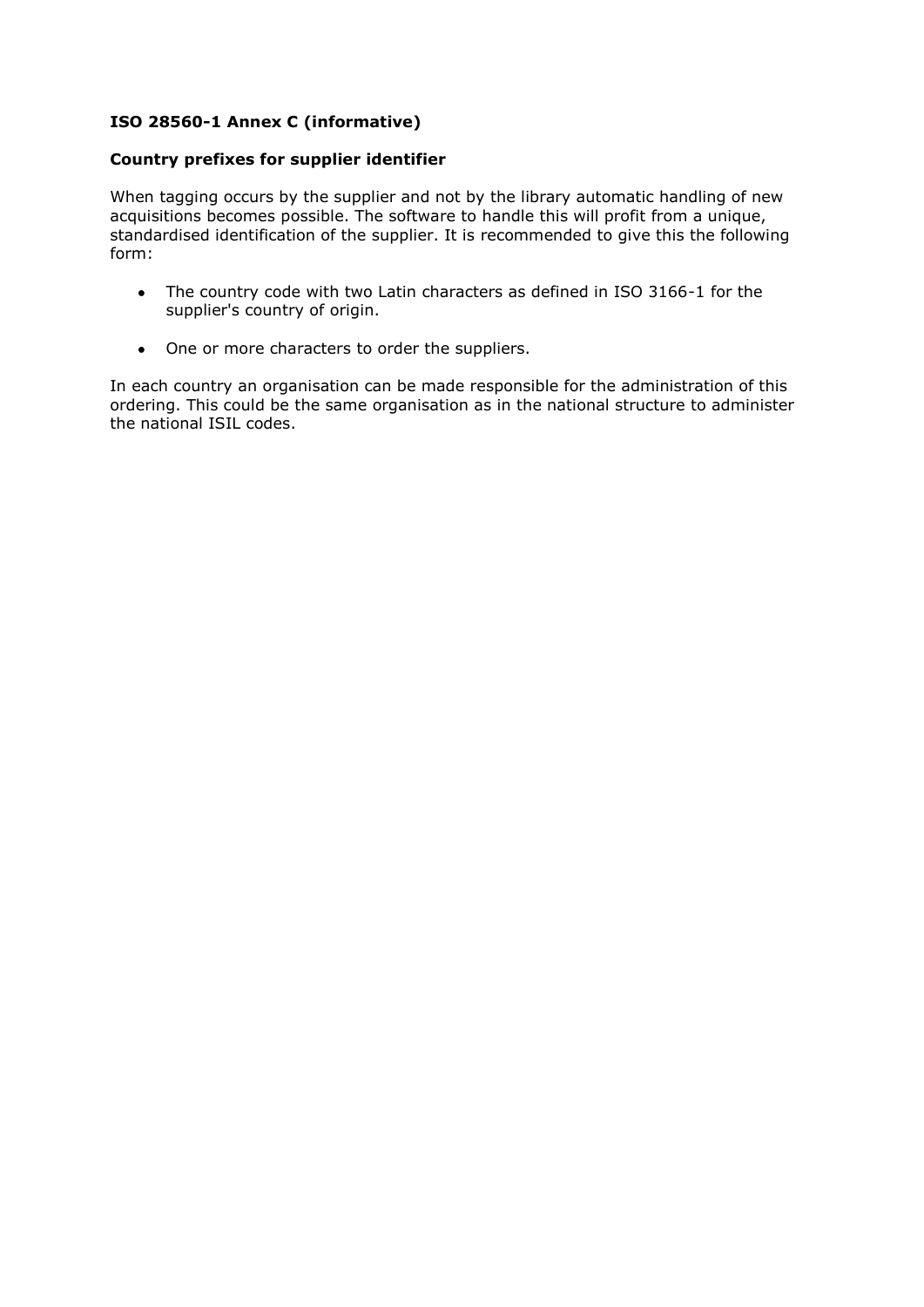**ISO 28560-1 Annex C (informative)**

**Country prefixes for supplier identifier**

When tagging occurs by the supplier and not by the library automatic handling of new acquisitions becomes possible. The software to handle this will profit from a unique, standardised identification of the supplier. It is recommended to give this the following form:

- The country code with two Latin characters as defined in ISO 3166-1 for the supplier's country of origin.
- One or more characters to order the suppliers.

In each country an organisation can be made responsible for the administration of this ordering. This could be the same organisation as in the national structure to administer the national ISIL codes.